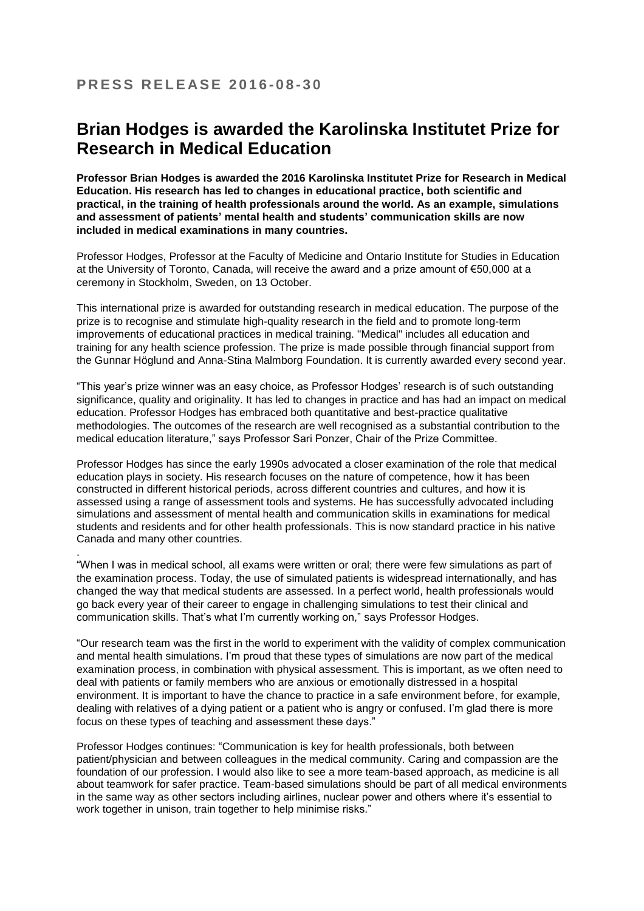**PRESS RELEASE 2016-08-30**

# Brian Hodges is awarded the Karolinska Institutet Prize for Research in Medical Education

**Professor Brian Hodges is awarded the 2016 Karolinska Institutet Prize for Research in Medical Education. His research has led to changes in educational practice, both scientific and practical, in the training of health professionals around the world. As an example, simulations and assessment of patients' mental health and students' communication skills are now included in medical examinations in many countries.**

Professor Hodges, Professor at the Faculty of Medicine and Ontario Institute for Studies in Education at the University of Toronto, Canada, will receive the award and a prize amount of €50,000 at a ceremony in Stockholm, Sweden, on 13 October.

This international prize is awarded for outstanding research in medical education. The purpose of the prize is to recognise and stimulate high-quality research in the field and to promote long-term improvements of educational practices in medical training. "Medical" includes all education and training for any health science profession. The prize is made possible through financial support from the Gunnar Höglund and Anna-Stina Malmborg Foundation. It is currently awarded every second year.

"This year's prize winner was an easy choice, as Professor Hodges' research is of such outstanding significance, quality and originality. It has led to changes in practice and has had an impact on medical education. Professor Hodges has embraced both quantitative and best-practice qualitative methodologies. The outcomes of the research are well recognised as a substantial contribution to the medical education literature," says Professor Sari Ponzer, Chair of the Prize Committee.

Professor Hodges has since the early 1990s advocated a closer examination of the role that medical education plays in society. His research focuses on the nature of competence, how it has been constructed in different historical periods, across different countries and cultures, and how it is assessed using a range of assessment tools and systems. He has successfully advocated including simulations and assessment of mental health and communication skills in examinations for medical students and residents and for other health professionals. This is now standard practice in his native Canada and many other countries.

.

"When I was in medical school, all exams were written or oral; there were few simulations as part of the examination process. Today, the use of simulated patients is widespread internationally, and has changed the way that medical students are assessed. In a perfect world, health professionals would go back every year of their career to engage in challenging simulations to test their clinical and communication skills. That's what I'm currently working on," says Professor Hodges.

"Our research team was the first in the world to experiment with the validity of complex communication and mental health simulations. I'm proud that these types of simulations are now part of the medical examination process, in combination with physical assessment. This is important, as we often need to deal with patients or family members who are anxious or emotionally distressed in a hospital environment. It is important to have the chance to practice in a safe environment before, for example, dealing with relatives of a dying patient or a patient who is angry or confused. I'm glad there is more focus on these types of teaching and assessment these days."

Professor Hodges continues: "Communication is key for health professionals, both between patient/physician and between colleagues in the medical community. Caring and compassion are the foundation of our profession. I would also like to see a more team-based approach, as medicine is all about teamwork for safer practice. Team-based simulations should be part of all medical environments in the same way as other sectors including airlines, nuclear power and others where it's essential to work together in unison, train together to help minimise risks."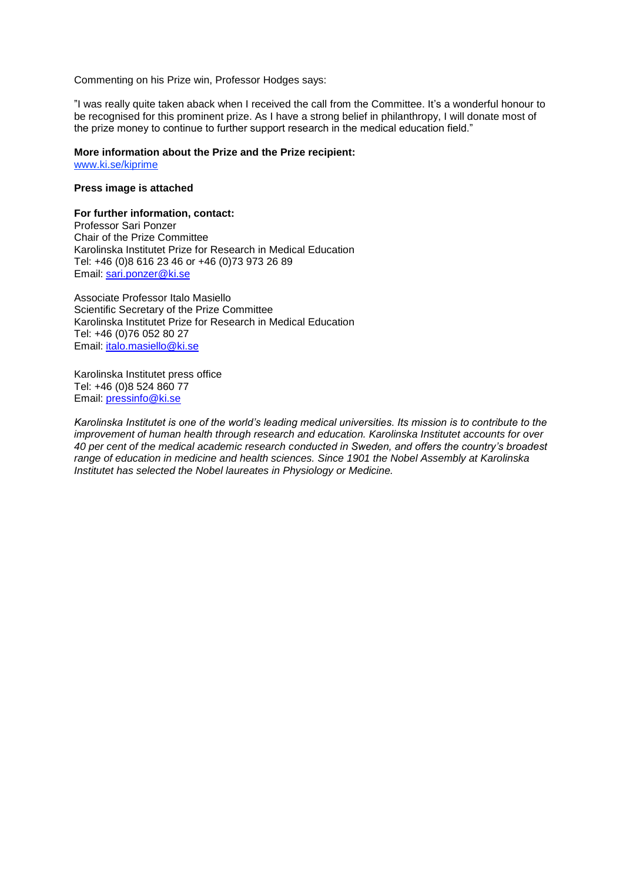Commenting on his Prize win, Professor Hodges says:

"I was really quite taken aback when I received the call from the Committee. It's a wonderful honour to be recognised for this prominent prize. As I have a strong belief in philanthropy, I will donate most of the prize money to continue to further support research in the medical education field."

**More information about the Prize and the Prize recipient:**
www.ki.se/kiprime

**Press image is attached**

**For further information, contact:**
Professor Sari Ponzer
Chair of the Prize Committee
Karolinska Institutet Prize for Research in Medical Education
Tel: +46 (0)8 616 23 46 or +46 (0)73 973 26 89
Email: sari.ponzer@ki.se

Associate Professor Italo Masiello
Scientific Secretary of the Prize Committee
Karolinska Institutet Prize for Research in Medical Education
Tel: +46 (0)76 052 80 27
Email: italo.masiello@ki.se

Karolinska Institutet press office
Tel: +46 (0)8 524 860 77
Email: pressinfo@ki.se

*Karolinska Institutet is one of the world's leading medical universities. Its mission is to contribute to the improvement of human health through research and education. Karolinska Institutet accounts for over 40 per cent of the medical academic research conducted in Sweden, and offers the country's broadest range of education in medicine and health sciences. Since 1901 the Nobel Assembly at Karolinska Institutet has selected the Nobel laureates in Physiology or Medicine.*